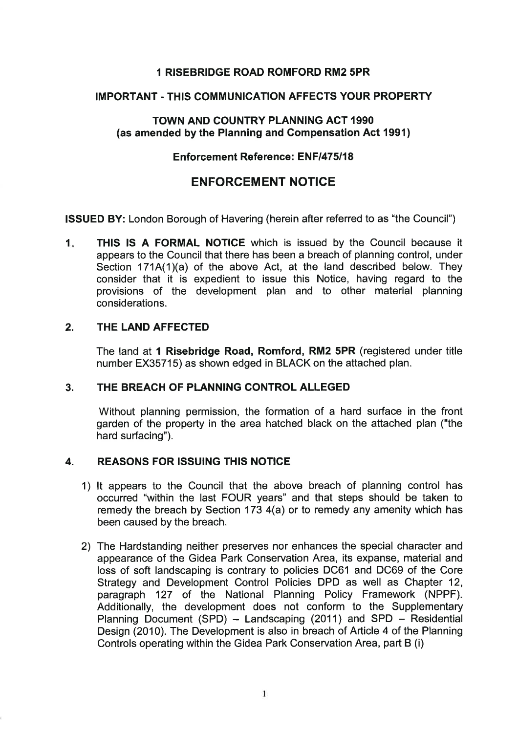**1 RISEBRIDGE ROAD ROMFORD RM2 5PR**

**IMPORTANT - THIS COMMUNICATION AFFECTS YOUR PROPERTY**

**TOWN AND COUNTRY PLANNING ACT 1990**
**(as amended by the Planning and Compensation Act 1991)**

**Enforcement Reference: ENF/475/18**

# ENFORCEMENT NOTICE

**ISSUED BY:** London Borough of Havering (herein after referred to as "the Council")

**1. THIS IS A FORMAL NOTICE** which is issued by the Council because it appears to the Council that there has been a breach of planning control, under Section 171A(1)(a) of the above Act, at the land described below. They consider that it is expedient to issue this Notice, having regard to the provisions of the development plan and to other material planning considerations.

**2. THE LAND AFFECTED**

The land at **1 Risebridge Road, Romford, RM2 5PR** (registered under title number EX35715) as shown edged in BLACK on the attached plan.

**3. THE BREACH OF PLANNING CONTROL ALLEGED**

Without planning permission, the formation of a hard surface in the front garden of the property in the area hatched black on the attached plan ("the hard surfacing").

**4. REASONS FOR ISSUING THIS NOTICE**

1) It appears to the Council that the above breach of planning control has occurred "within the last FOUR years" and that steps should be taken to remedy the breach by Section 173 4(a) or to remedy any amenity which has been caused by the breach.

2) The Hardstanding neither preserves nor enhances the special character and appearance of the Gidea Park Conservation Area, its expanse, material and loss of soft landscaping is contrary to policies DC61 and DC69 of the Core Strategy and Development Control Policies DPD as well as Chapter 12, paragraph 127 of the National Planning Policy Framework (NPPF). Additionally, the development does not conform to the Supplementary Planning Document (SPD) – Landscaping (2011) and SPD – Residential Design (2010). The Development is also in breach of Article 4 of the Planning Controls operating within the Gidea Park Conservation Area, part B (i)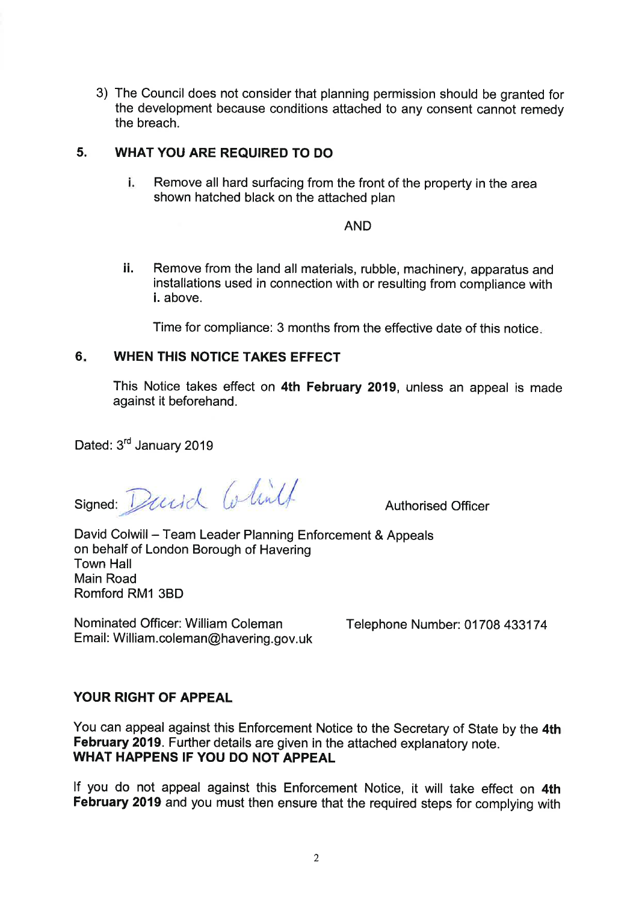3) The Council does not consider that planning permission should be granted for the development because conditions attached to any consent cannot remedy the breach.

## 5. WHAT YOU ARE REQUIRED TO DO

**i.** Remove all hard surfacing from the front of the property in the area shown hatched black on the attached plan

AND

**ii.** Remove from the land all materials, rubble, machinery, apparatus and installations used in connection with or resulting from compliance with **i.** above.

Time for compliance: 3 months from the effective date of this notice.

## 6. WHEN THIS NOTICE TAKES EFFECT

This Notice takes effect on **4th February 2019**, unless an appeal is made against it beforehand.

Dated: 3rd January 2019

Signed: David Colwill                Authorised Officer

David Colwill – Team Leader Planning Enforcement & Appeals
on behalf of London Borough of Havering
Town Hall
Main Road
Romford RM1 3BD

Nominated Officer: William Coleman                Telephone Number: 01708 433174
Email: William.coleman@havering.gov.uk

**YOUR RIGHT OF APPEAL**

You can appeal against this Enforcement Notice to the Secretary of State by the **4th February 2019**. Further details are given in the attached explanatory note.

**WHAT HAPPENS IF YOU DO NOT APPEAL**

If you do not appeal against this Enforcement Notice, it will take effect on **4th February 2019** and you must then ensure that the required steps for complying with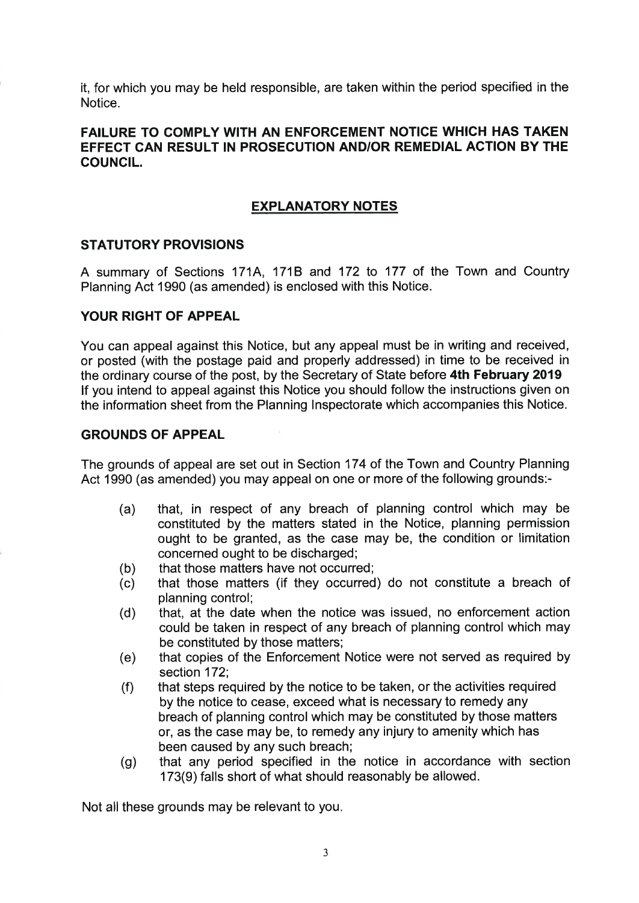it, for which you may be held responsible, are taken within the period specified in the Notice.

**FAILURE TO COMPLY WITH AN ENFORCEMENT NOTICE WHICH HAS TAKEN EFFECT CAN RESULT IN PROSECUTION AND/OR REMEDIAL ACTION BY THE COUNCIL.**

## EXPLANATORY NOTES

### STATUTORY PROVISIONS

A summary of Sections 171A, 171B and 172 to 177 of the Town and Country Planning Act 1990 (as amended) is enclosed with this Notice.

### YOUR RIGHT OF APPEAL

You can appeal against this Notice, but any appeal must be in writing and received, or posted (with the postage paid and properly addressed) in time to be received in the ordinary course of the post, by the Secretary of State before **4th February 2019** If you intend to appeal against this Notice you should follow the instructions given on the information sheet from the Planning Inspectorate which accompanies this Notice.

### GROUNDS OF APPEAL

The grounds of appeal are set out in Section 174 of the Town and Country Planning Act 1990 (as amended) you may appeal on one or more of the following grounds:-

- (a) that, in respect of any breach of planning control which may be constituted by the matters stated in the Notice, planning permission ought to be granted, as the case may be, the condition or limitation concerned ought to be discharged;
- (b) that those matters have not occurred;
- (c) that those matters (if they occurred) do not constitute a breach of planning control;
- (d) that, at the date when the notice was issued, no enforcement action could be taken in respect of any breach of planning control which may be constituted by those matters;
- (e) that copies of the Enforcement Notice were not served as required by section 172;
- (f) that steps required by the notice to be taken, or the activities required by the notice to cease, exceed what is necessary to remedy any breach of planning control which may be constituted by those matters or, as the case may be, to remedy any injury to amenity which has been caused by any such breach;
- (g) that any period specified in the notice in accordance with section 173(9) falls short of what should reasonably be allowed.

Not all these grounds may be relevant to you.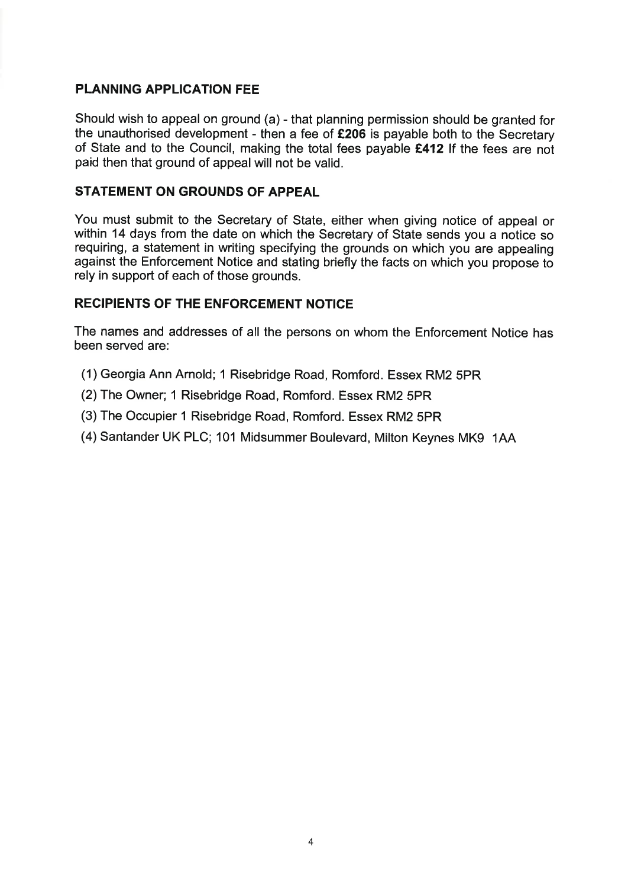## PLANNING APPLICATION FEE

Should wish to appeal on ground (a) - that planning permission should be granted for the unauthorised development - then a fee of **£206** is payable both to the Secretary of State and to the Council, making the total fees payable **£412** If the fees are not paid then that ground of appeal will not be valid.

## STATEMENT ON GROUNDS OF APPEAL

You must submit to the Secretary of State, either when giving notice of appeal or within 14 days from the date on which the Secretary of State sends you a notice so requiring, a statement in writing specifying the grounds on which you are appealing against the Enforcement Notice and stating briefly the facts on which you propose to rely in support of each of those grounds.

## RECIPIENTS OF THE ENFORCEMENT NOTICE

The names and addresses of all the persons on whom the Enforcement Notice has been served are:

(1) Georgia Ann Arnold; 1 Risebridge Road, Romford. Essex RM2 5PR

(2) The Owner; 1 Risebridge Road, Romford. Essex RM2 5PR

(3) The Occupier 1 Risebridge Road, Romford. Essex RM2 5PR

(4) Santander UK PLC; 101 Midsummer Boulevard, Milton Keynes MK9 1AA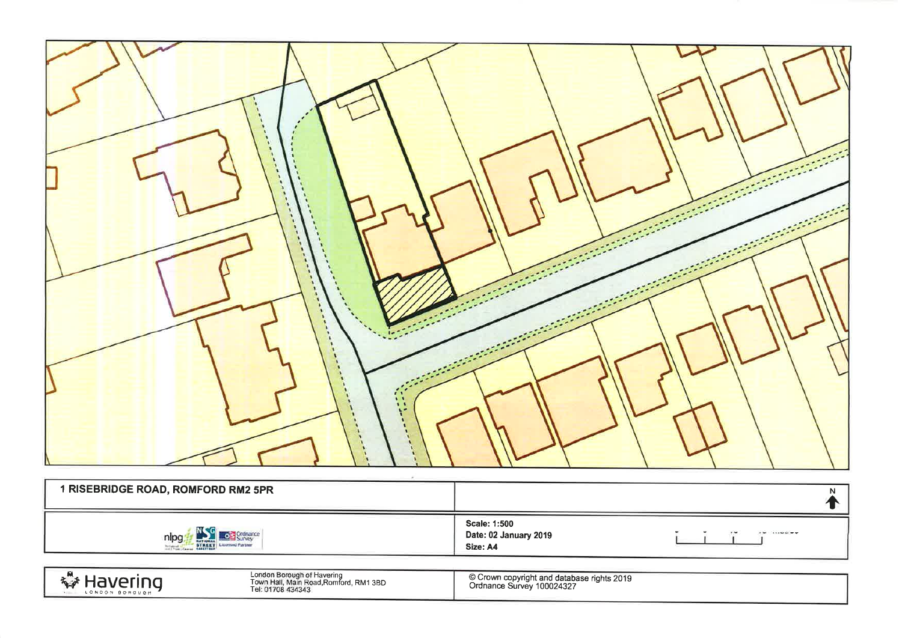**1 RISEBRIDGE ROAD, ROMFORD RM2 5PR**

N

**Scale: 1:500**

**Date: 02 January 2019**

**Size: A4**

London Borough of Havering
Town Hall, Main Road,Romford, RM1 3BD
Tel: 01708 434343

© Crown copyright and database rights 2019
Ordnance Survey 100024327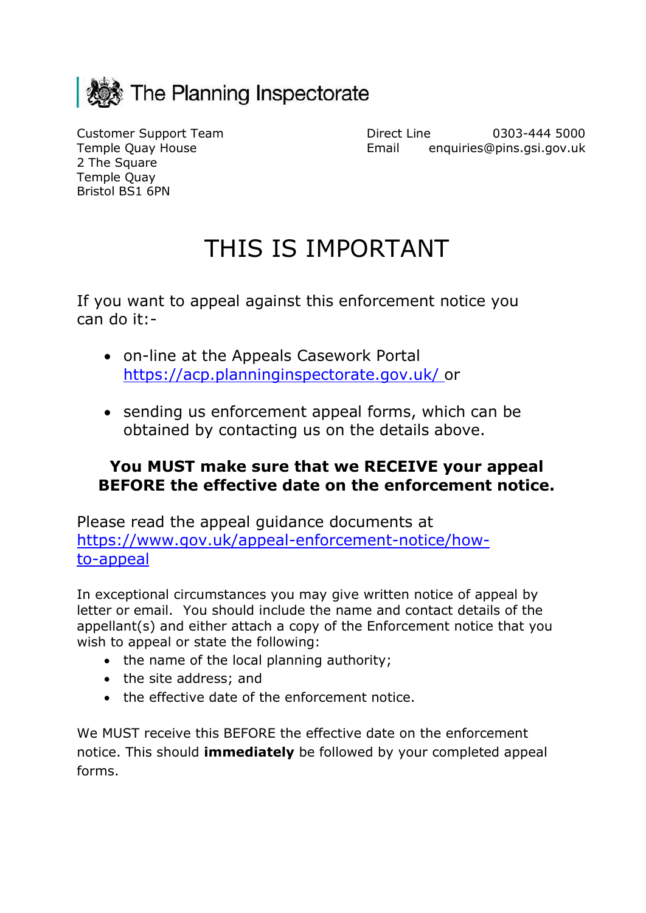The Planning Inspectorate

Customer Support Team
Temple Quay House
2 The Square
Temple Quay
Bristol BS1 6PN

Direct Line 0303-444 5000
Email enquiries@pins.gsi.gov.uk

# THIS IS IMPORTANT

If you want to appeal against this enforcement notice you can do it:-

- on-line at the Appeals Casework Portal https://acp.planninginspectorate.gov.uk/ or
- sending us enforcement appeal forms, which can be obtained by contacting us on the details above.

**You MUST make sure that we RECEIVE your appeal BEFORE the effective date on the enforcement notice.**

Please read the appeal guidance documents at https://www.gov.uk/appeal-enforcement-notice/how-to-appeal

In exceptional circumstances you may give written notice of appeal by letter or email. You should include the name and contact details of the appellant(s) and either attach a copy of the Enforcement notice that you wish to appeal or state the following:

- the name of the local planning authority;
- the site address; and
- the effective date of the enforcement notice.

We MUST receive this BEFORE the effective date on the enforcement notice. This should **immediately** be followed by your completed appeal forms.